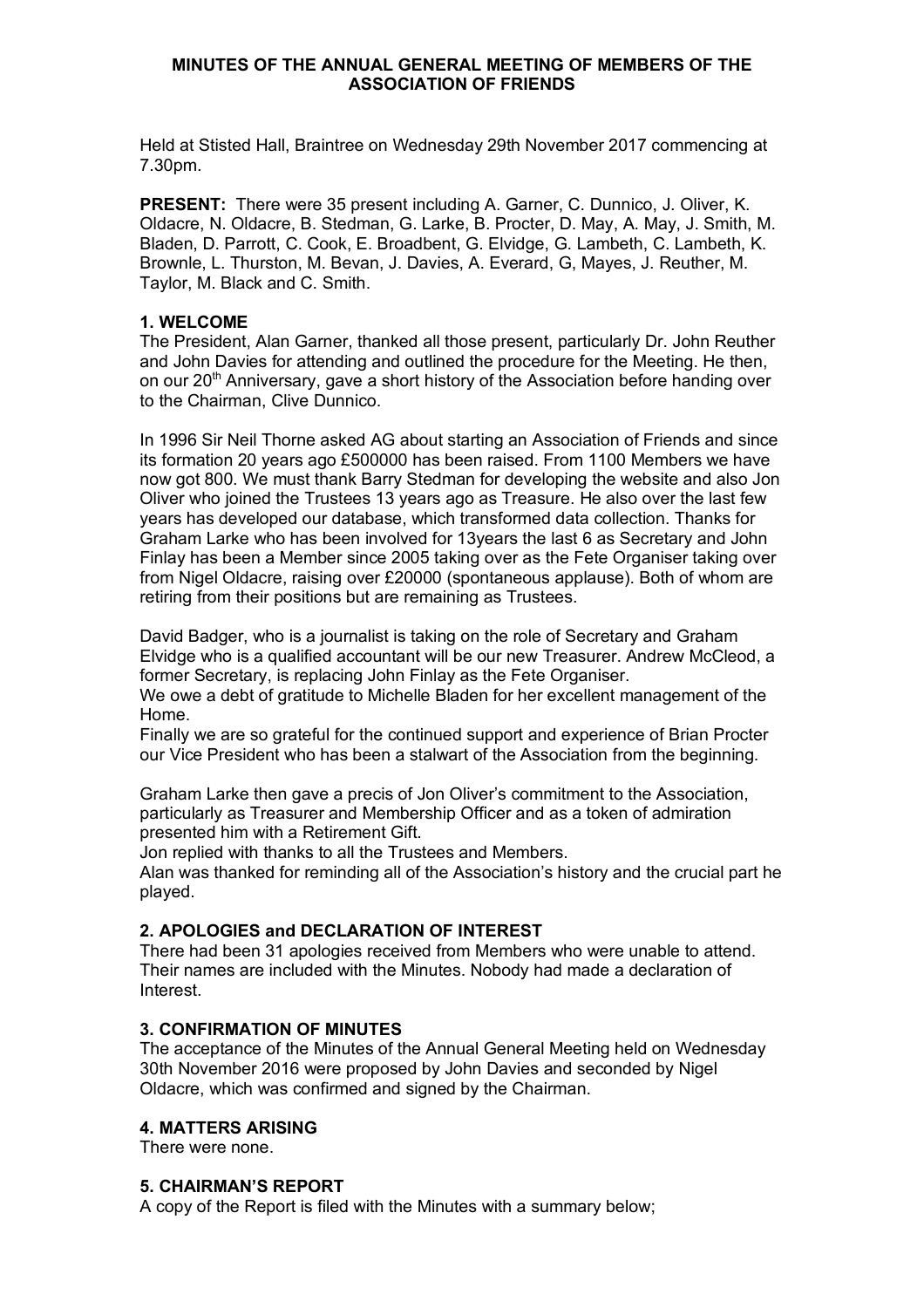**MINUTES OF THE ANNUAL GENERAL MEETING OF MEMBERS OF THE ASSOCIATION OF FRIENDS**

Held at Stisted Hall, Braintree on Wednesday 29th November 2017 commencing at 7.30pm.

**PRESENT:** There were 35 present including A. Garner, C. Dunnico, J. Oliver, K. Oldacre, N. Oldacre, B. Stedman, G. Larke, B. Procter, D. May, A. May, J. Smith, M. Bladen, D. Parrott, C. Cook, E. Broadbent, G. Elvidge, G. Lambeth, C. Lambeth, K. Brownle, L. Thurston, M. Bevan, J. Davies, A. Everard, G, Mayes, J. Reuther, M. Taylor, M. Black and C. Smith.

## 1. WELCOME

The President, Alan Garner, thanked all those present, particularly Dr. John Reuther and John Davies for attending and outlined the procedure for the Meeting. He then, on our 20th Anniversary, gave a short history of the Association before handing over to the Chairman, Clive Dunnico.

In 1996 Sir Neil Thorne asked AG about starting an Association of Friends and since its formation 20 years ago £500000 has been raised. From 1100 Members we have now got 800. We must thank Barry Stedman for developing the website and also Jon Oliver who joined the Trustees 13 years ago as Treasure. He also over the last few years has developed our database, which transformed data collection. Thanks for Graham Larke who has been involved for 13years the last 6 as Secretary and John Finlay has been a Member since 2005 taking over as the Fete Organiser taking over from Nigel Oldacre, raising over £20000 (spontaneous applause). Both of whom are retiring from their positions but are remaining as Trustees.

David Badger, who is a journalist is taking on the role of Secretary and Graham Elvidge who is a qualified accountant will be our new Treasurer. Andrew McCleod, a former Secretary, is replacing John Finlay as the Fete Organiser.

We owe a debt of gratitude to Michelle Bladen for her excellent management of the Home.

Finally we are so grateful for the continued support and experience of Brian Procter our Vice President who has been a stalwart of the Association from the beginning.

Graham Larke then gave a precis of Jon Oliver's commitment to the Association, particularly as Treasurer and Membership Officer and as a token of admiration presented him with a Retirement Gift.

Jon replied with thanks to all the Trustees and Members.

Alan was thanked for reminding all of the Association's history and the crucial part he played.

## 2. APOLOGIES and DECLARATION OF INTEREST

There had been 31 apologies received from Members who were unable to attend. Their names are included with the Minutes. Nobody had made a declaration of Interest.

## 3. CONFIRMATION OF MINUTES

The acceptance of the Minutes of the Annual General Meeting held on Wednesday 30th November 2016 were proposed by John Davies and seconded by Nigel Oldacre, which was confirmed and signed by the Chairman.

## 4. MATTERS ARISING

There were none.

## 5. CHAIRMAN'S REPORT

A copy of the Report is filed with the Minutes with a summary below;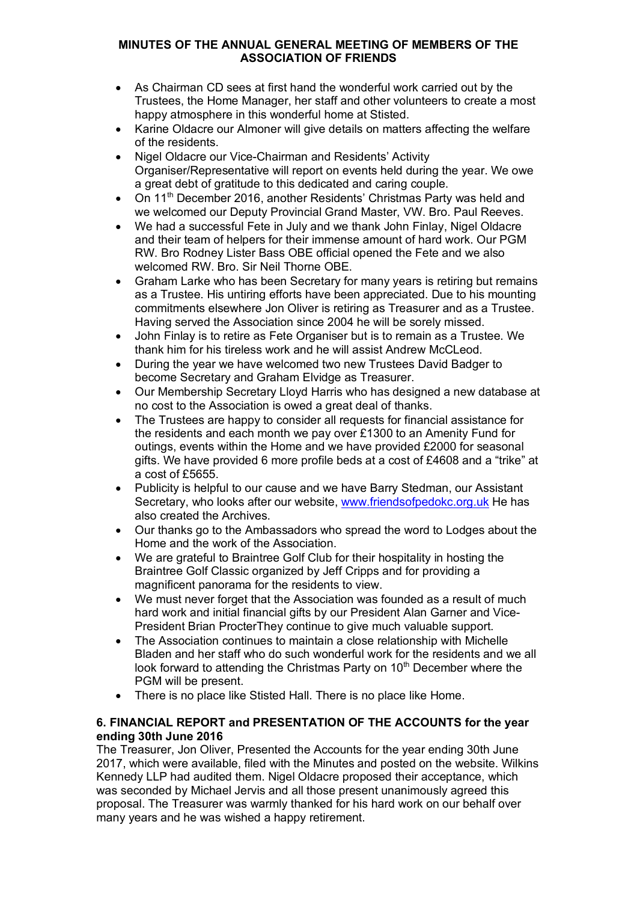**MINUTES OF THE ANNUAL GENERAL MEETING OF MEMBERS OF THE ASSOCIATION OF FRIENDS**

- As Chairman CD sees at first hand the wonderful work carried out by the Trustees, the Home Manager, her staff and other volunteers to create a most happy atmosphere in this wonderful home at Stisted.
- Karine Oldacre our Almoner will give details on matters affecting the welfare of the residents.
- Nigel Oldacre our Vice-Chairman and Residents' Activity Organiser/Representative will report on events held during the year. We owe a great debt of gratitude to this dedicated and caring couple.
- On 11th December 2016, another Residents' Christmas Party was held and we welcomed our Deputy Provincial Grand Master, VW. Bro. Paul Reeves.
- We had a successful Fete in July and we thank John Finlay, Nigel Oldacre and their team of helpers for their immense amount of hard work. Our PGM RW. Bro Rodney Lister Bass OBE official opened the Fete and we also welcomed RW. Bro. Sir Neil Thorne OBE.
- Graham Larke who has been Secretary for many years is retiring but remains as a Trustee. His untiring efforts have been appreciated. Due to his mounting commitments elsewhere Jon Oliver is retiring as Treasurer and as a Trustee. Having served the Association since 2004 he will be sorely missed.
- John Finlay is to retire as Fete Organiser but is to remain as a Trustee. We thank him for his tireless work and he will assist Andrew McCLeod.
- During the year we have welcomed two new Trustees David Badger to become Secretary and Graham Elvidge as Treasurer.
- Our Membership Secretary Lloyd Harris who has designed a new database at no cost to the Association is owed a great deal of thanks.
- The Trustees are happy to consider all requests for financial assistance for the residents and each month we pay over £1300 to an Amenity Fund for outings, events within the Home and we have provided £2000 for seasonal gifts. We have provided 6 more profile beds at a cost of £4608 and a "trike" at a cost of £5655.
- Publicity is helpful to our cause and we have Barry Stedman, our Assistant Secretary, who looks after our website, www.friendsofpedokc.org.uk He has also created the Archives.
- Our thanks go to the Ambassadors who spread the word to Lodges about the Home and the work of the Association.
- We are grateful to Braintree Golf Club for their hospitality in hosting the Braintree Golf Classic organized by Jeff Cripps and for providing a magnificent panorama for the residents to view.
- We must never forget that the Association was founded as a result of much hard work and initial financial gifts by our President Alan Garner and Vice-President Brian ProcterThey continue to give much valuable support.
- The Association continues to maintain a close relationship with Michelle Bladen and her staff who do such wonderful work for the residents and we all look forward to attending the Christmas Party on 10th December where the PGM will be present.
- There is no place like Stisted Hall. There is no place like Home.

**6. FINANCIAL REPORT and PRESENTATION OF THE ACCOUNTS for the year ending 30th June 2016**

The Treasurer, Jon Oliver, Presented the Accounts for the year ending 30th June 2017, which were available, filed with the Minutes and posted on the website. Wilkins Kennedy LLP had audited them. Nigel Oldacre proposed their acceptance, which was seconded by Michael Jervis and all those present unanimously agreed this proposal. The Treasurer was warmly thanked for his hard work on our behalf over many years and he was wished a happy retirement.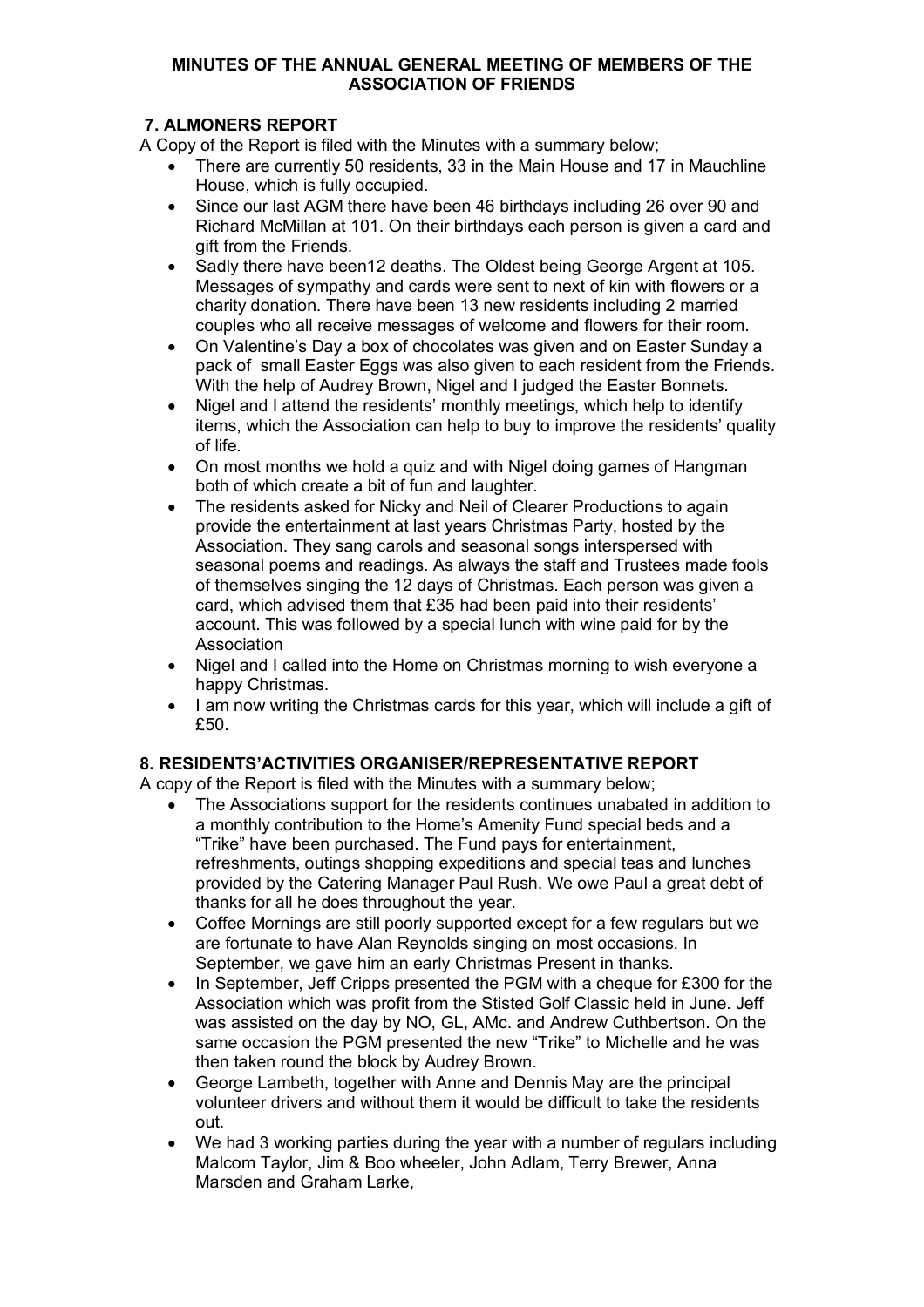**MINUTES OF THE ANNUAL GENERAL MEETING OF MEMBERS OF THE ASSOCIATION OF FRIENDS**

## 7. ALMONERS REPORT

A Copy of the Report is filed with the Minutes with a summary below;

- There are currently 50 residents, 33 in the Main House and 17 in Mauchline House, which is fully occupied.
- Since our last AGM there have been 46 birthdays including 26 over 90 and Richard McMillan at 101. On their birthdays each person is given a card and gift from the Friends.
- Sadly there have been12 deaths. The Oldest being George Argent at 105. Messages of sympathy and cards were sent to next of kin with flowers or a charity donation. There have been 13 new residents including 2 married couples who all receive messages of welcome and flowers for their room.
- On Valentine's Day a box of chocolates was given and on Easter Sunday a pack of small Easter Eggs was also given to each resident from the Friends. With the help of Audrey Brown, Nigel and I judged the Easter Bonnets.
- Nigel and I attend the residents' monthly meetings, which help to identify items, which the Association can help to buy to improve the residents' quality of life.
- On most months we hold a quiz and with Nigel doing games of Hangman both of which create a bit of fun and laughter.
- The residents asked for Nicky and Neil of Clearer Productions to again provide the entertainment at last years Christmas Party, hosted by the Association. They sang carols and seasonal songs interspersed with seasonal poems and readings. As always the staff and Trustees made fools of themselves singing the 12 days of Christmas. Each person was given a card, which advised them that £35 had been paid into their residents' account. This was followed by a special lunch with wine paid for by the Association
- Nigel and I called into the Home on Christmas morning to wish everyone a happy Christmas.
- I am now writing the Christmas cards for this year, which will include a gift of £50.

## 8. RESIDENTS'ACTIVITIES ORGANISER/REPRESENTATIVE REPORT

A copy of the Report is filed with the Minutes with a summary below;

- The Associations support for the residents continues unabated in addition to a monthly contribution to the Home's Amenity Fund special beds and a "Trike" have been purchased. The Fund pays for entertainment, refreshments, outings shopping expeditions and special teas and lunches provided by the Catering Manager Paul Rush. We owe Paul a great debt of thanks for all he does throughout the year.
- Coffee Mornings are still poorly supported except for a few regulars but we are fortunate to have Alan Reynolds singing on most occasions. In September, we gave him an early Christmas Present in thanks.
- In September, Jeff Cripps presented the PGM with a cheque for £300 for the Association which was profit from the Stisted Golf Classic held in June. Jeff was assisted on the day by NO, GL, AMc. and Andrew Cuthbertson. On the same occasion the PGM presented the new "Trike" to Michelle and he was then taken round the block by Audrey Brown.
- George Lambeth, together with Anne and Dennis May are the principal volunteer drivers and without them it would be difficult to take the residents out.
- We had 3 working parties during the year with a number of regulars including Malcom Taylor, Jim & Boo wheeler, John Adlam, Terry Brewer, Anna Marsden and Graham Larke,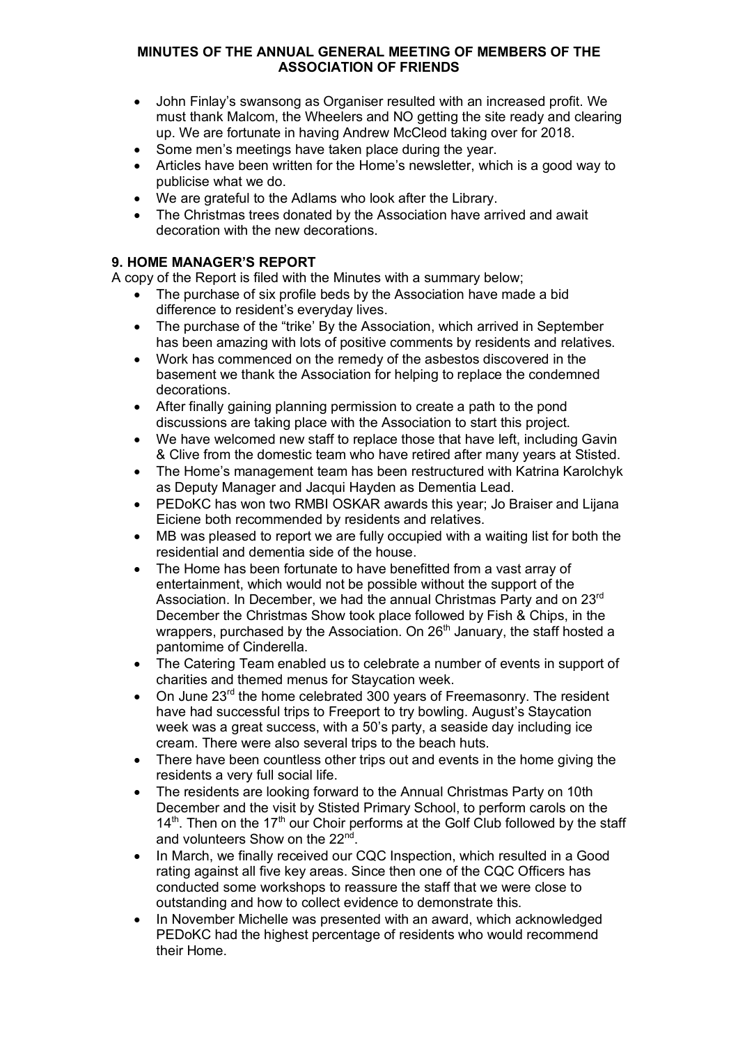**MINUTES OF THE ANNUAL GENERAL MEETING OF MEMBERS OF THE ASSOCIATION OF FRIENDS**

- John Finlay's swansong as Organiser resulted with an increased profit. We must thank Malcom, the Wheelers and NO getting the site ready and clearing up. We are fortunate in having Andrew McCleod taking over for 2018.
- Some men's meetings have taken place during the year.
- Articles have been written for the Home's newsletter, which is a good way to publicise what we do.
- We are grateful to the Adlams who look after the Library.
- The Christmas trees donated by the Association have arrived and await decoration with the new decorations.

## 9. HOME MANAGER'S REPORT

A copy of the Report is filed with the Minutes with a summary below;

- The purchase of six profile beds by the Association have made a bid difference to resident's everyday lives.
- The purchase of the "trike' By the Association, which arrived in September has been amazing with lots of positive comments by residents and relatives.
- Work has commenced on the remedy of the asbestos discovered in the basement we thank the Association for helping to replace the condemned decorations.
- After finally gaining planning permission to create a path to the pond discussions are taking place with the Association to start this project.
- We have welcomed new staff to replace those that have left, including Gavin & Clive from the domestic team who have retired after many years at Stisted.
- The Home's management team has been restructured with Katrina Karolchyk as Deputy Manager and Jacqui Hayden as Dementia Lead.
- PEDoKC has won two RMBI OSKAR awards this year; Jo Braiser and Lijana Eiciene both recommended by residents and relatives.
- MB was pleased to report we are fully occupied with a waiting list for both the residential and dementia side of the house.
- The Home has been fortunate to have benefitted from a vast array of entertainment, which would not be possible without the support of the Association. In December, we had the annual Christmas Party and on 23rd December the Christmas Show took place followed by Fish & Chips, in the wrappers, purchased by the Association. On 26th January, the staff hosted a pantomime of Cinderella.
- The Catering Team enabled us to celebrate a number of events in support of charities and themed menus for Staycation week.
- On June 23rd the home celebrated 300 years of Freemasonry. The resident have had successful trips to Freeport to try bowling. August's Staycation week was a great success, with a 50's party, a seaside day including ice cream. There were also several trips to the beach huts.
- There have been countless other trips out and events in the home giving the residents a very full social life.
- The residents are looking forward to the Annual Christmas Party on 10th December and the visit by Stisted Primary School, to perform carols on the 14th. Then on the 17th our Choir performs at the Golf Club followed by the staff and volunteers Show on the 22nd.
- In March, we finally received our CQC Inspection, which resulted in a Good rating against all five key areas. Since then one of the CQC Officers has conducted some workshops to reassure the staff that we were close to outstanding and how to collect evidence to demonstrate this.
- In November Michelle was presented with an award, which acknowledged PEDoKC had the highest percentage of residents who would recommend their Home.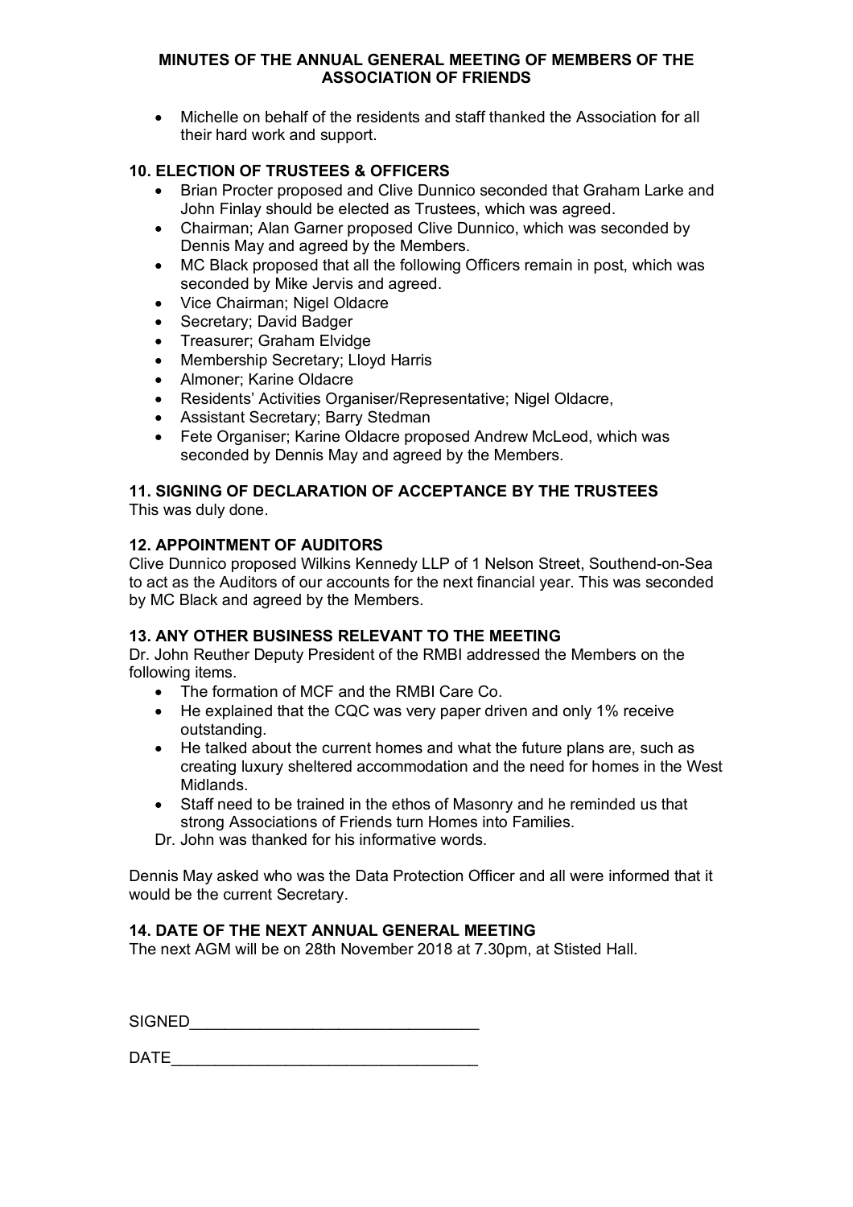# MINUTES OF THE ANNUAL GENERAL MEETING OF MEMBERS OF THE ASSOCIATION OF FRIENDS

- Michelle on behalf of the residents and staff thanked the Association for all their hard work and support.

## 10. ELECTION OF TRUSTEES & OFFICERS

- Brian Procter proposed and Clive Dunnico seconded that Graham Larke and John Finlay should be elected as Trustees, which was agreed.
- Chairman; Alan Garner proposed Clive Dunnico, which was seconded by Dennis May and agreed by the Members.
- MC Black proposed that all the following Officers remain in post, which was seconded by Mike Jervis and agreed.
- Vice Chairman; Nigel Oldacre
- Secretary; David Badger
- Treasurer; Graham Elvidge
- Membership Secretary; Lloyd Harris
- Almoner; Karine Oldacre
- Residents' Activities Organiser/Representative; Nigel Oldacre,
- Assistant Secretary; Barry Stedman
- Fete Organiser; Karine Oldacre proposed Andrew McLeod, which was seconded by Dennis May and agreed by the Members.

## 11. SIGNING OF DECLARATION OF ACCEPTANCE BY THE TRUSTEES

This was duly done.

## 12. APPOINTMENT OF AUDITORS

Clive Dunnico proposed Wilkins Kennedy LLP of 1 Nelson Street, Southend-on-Sea to act as the Auditors of our accounts for the next financial year. This was seconded by MC Black and agreed by the Members.

## 13. ANY OTHER BUSINESS RELEVANT TO THE MEETING

Dr. John Reuther Deputy President of the RMBI addressed the Members on the following items.

- The formation of MCF and the RMBI Care Co.
- He explained that the CQC was very paper driven and only 1% receive outstanding.
- He talked about the current homes and what the future plans are, such as creating luxury sheltered accommodation and the need for homes in the West Midlands.
- Staff need to be trained in the ethos of Masonry and he reminded us that strong Associations of Friends turn Homes into Families.

Dr. John was thanked for his informative words.

Dennis May asked who was the Data Protection Officer and all were informed that it would be the current Secretary.

## 14. DATE OF THE NEXT ANNUAL GENERAL MEETING

The next AGM will be on 28th November 2018 at 7.30pm, at Stisted Hall.

SIGNED________________________________

DATE__________________________________